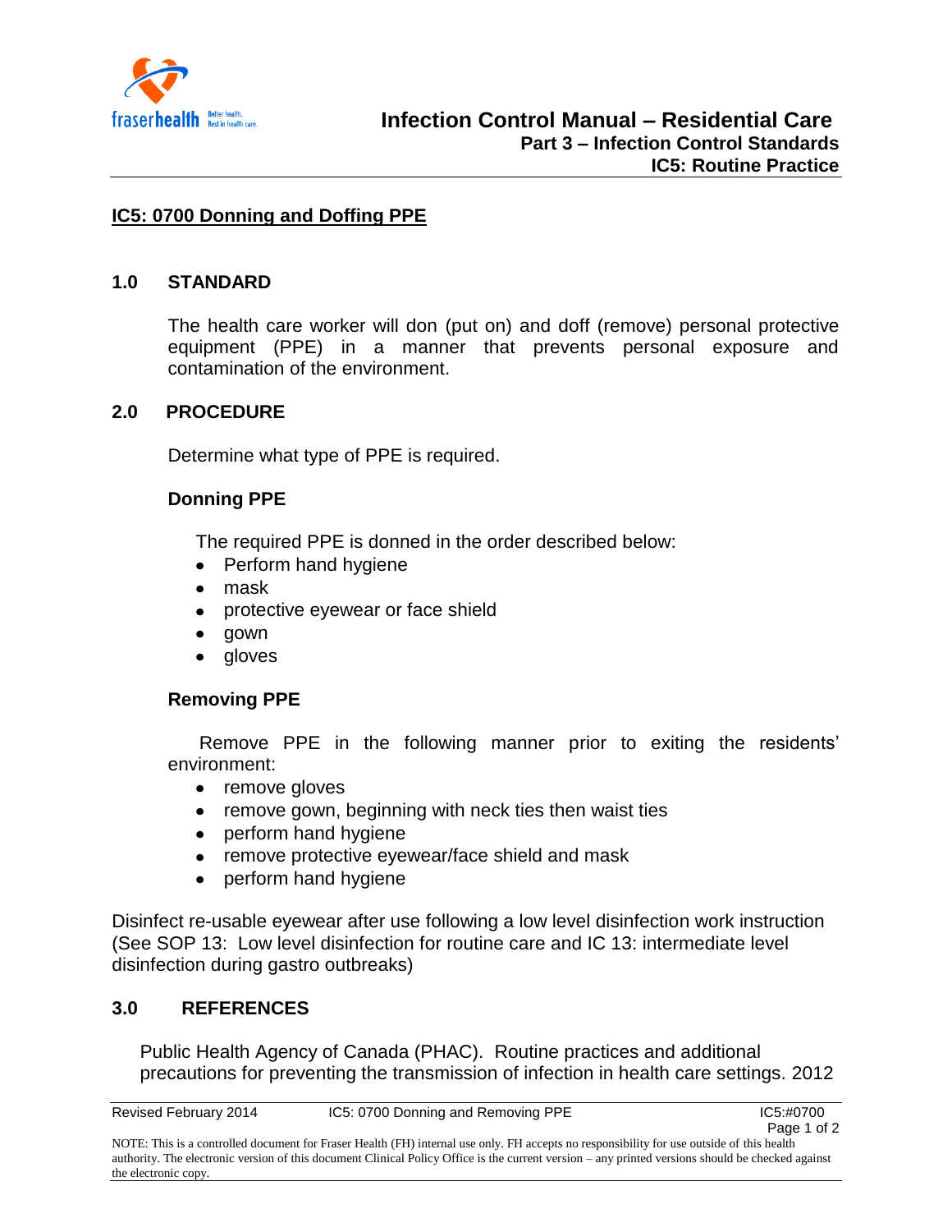# IC5: 0700 Donning and Doffing PPE

## 1.0 STANDARD

The health care worker will don (put on) and doff (remove) personal protective equipment (PPE) in a manner that prevents personal exposure and contamination of the environment.

## 2.0 PROCEDURE

Determine what type of PPE is required.

### Donning PPE

The required PPE is donned in the order described below:

- Perform hand hygiene
- mask
- protective eyewear or face shield
- gown
- gloves

### Removing PPE

Remove PPE in the following manner prior to exiting the residents' environment:

- remove gloves
- remove gown, beginning with neck ties then waist ties
- perform hand hygiene
- remove protective eyewear/face shield and mask
- perform hand hygiene

Disinfect re-usable eyewear after use following a low level disinfection work instruction (See SOP 13: Low level disinfection for routine care and IC 13: intermediate level disinfection during gastro outbreaks)

## 3.0 REFERENCES

Public Health Agency of Canada (PHAC). Routine practices and additional precautions for preventing the transmission of infection in health care settings. 2012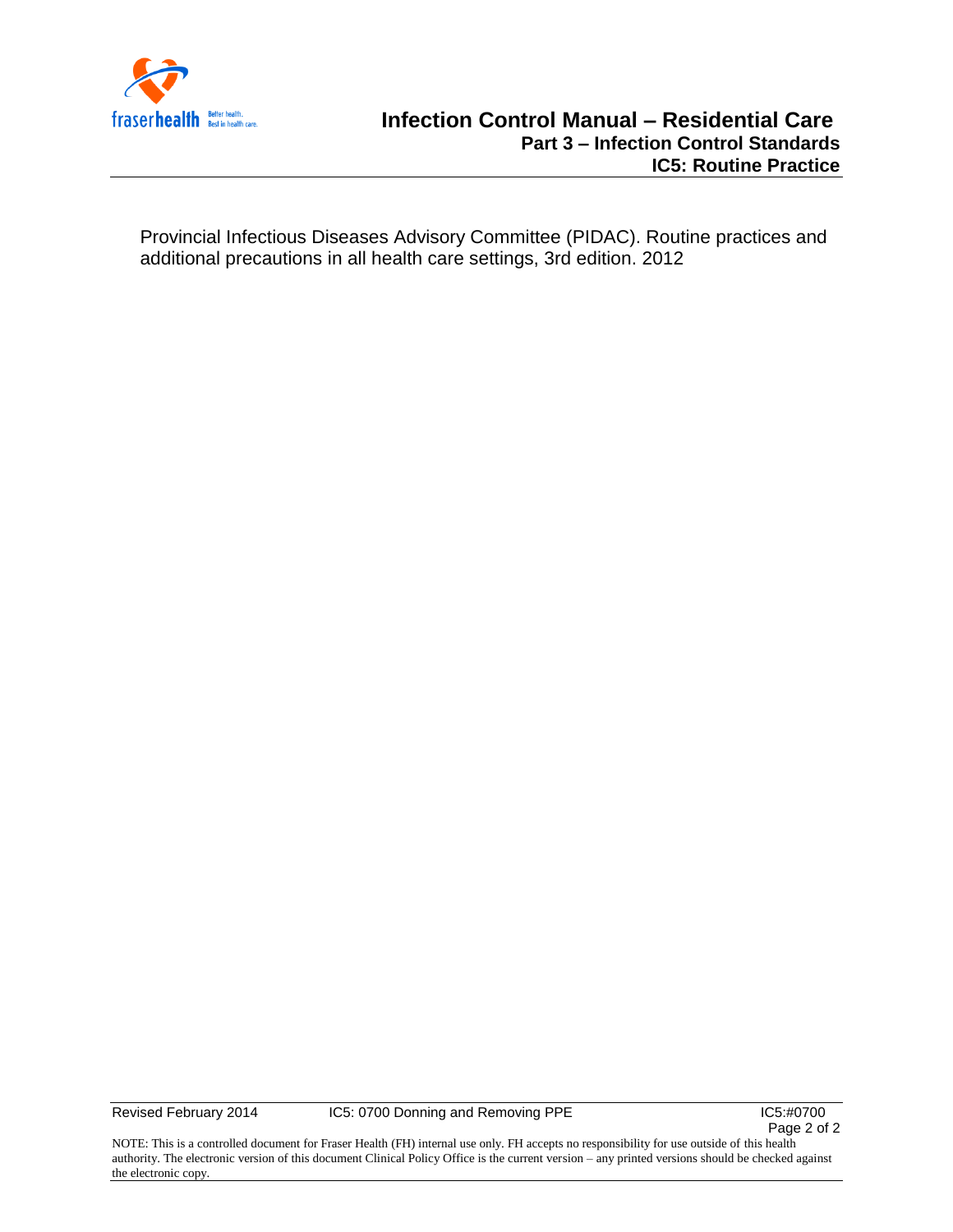Provincial Infectious Diseases Advisory Committee (PIDAC). Routine practices and additional precautions in all health care settings, 3rd edition. 2012